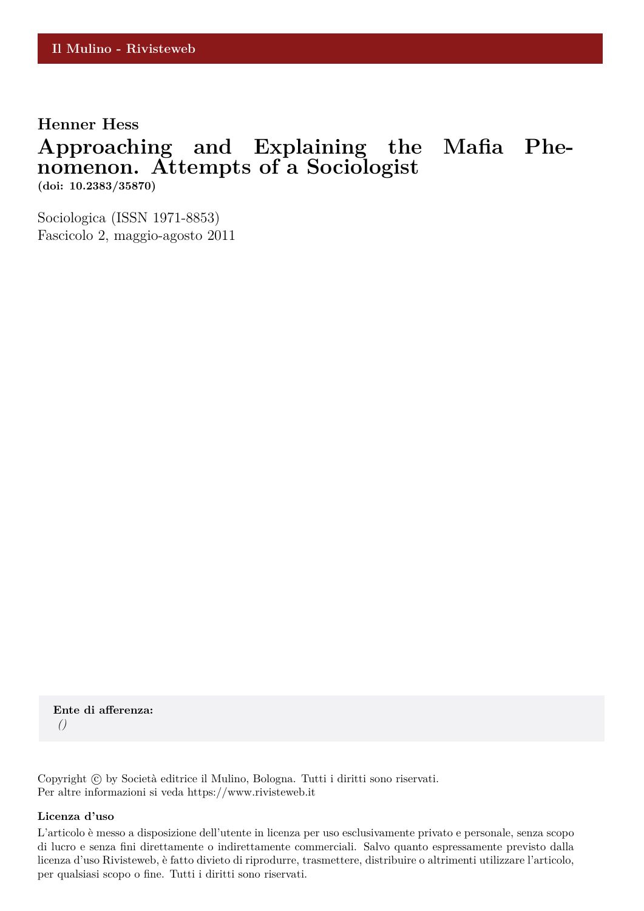Il Mulino - Rivisteweb

**Henner Hess**

# Approaching and Explaining the Mafia Phenomenon. Attempts of a Sociologist

**(doi: 10.2383/35870)**

Sociologica (ISSN 1971-8853)
Fascicolo 2, maggio-agosto 2011

**Ente di afferenza:**
*()*

Copyright © by Società editrice il Mulino, Bologna. Tutti i diritti sono riservati.
Per altre informazioni si veda https://www.rivisteweb.it

**Licenza d'uso**

L'articolo è messo a disposizione dell'utente in licenza per uso esclusivamente privato e personale, senza scopo di lucro e senza fini direttamente o indirettamente commerciali. Salvo quanto espressamente previsto dalla licenza d'uso Rivisteweb, è fatto divieto di riprodurre, trasmettere, distribuire o altrimenti utilizzare l'articolo, per qualsiasi scopo o fine. Tutti i diritti sono riservati.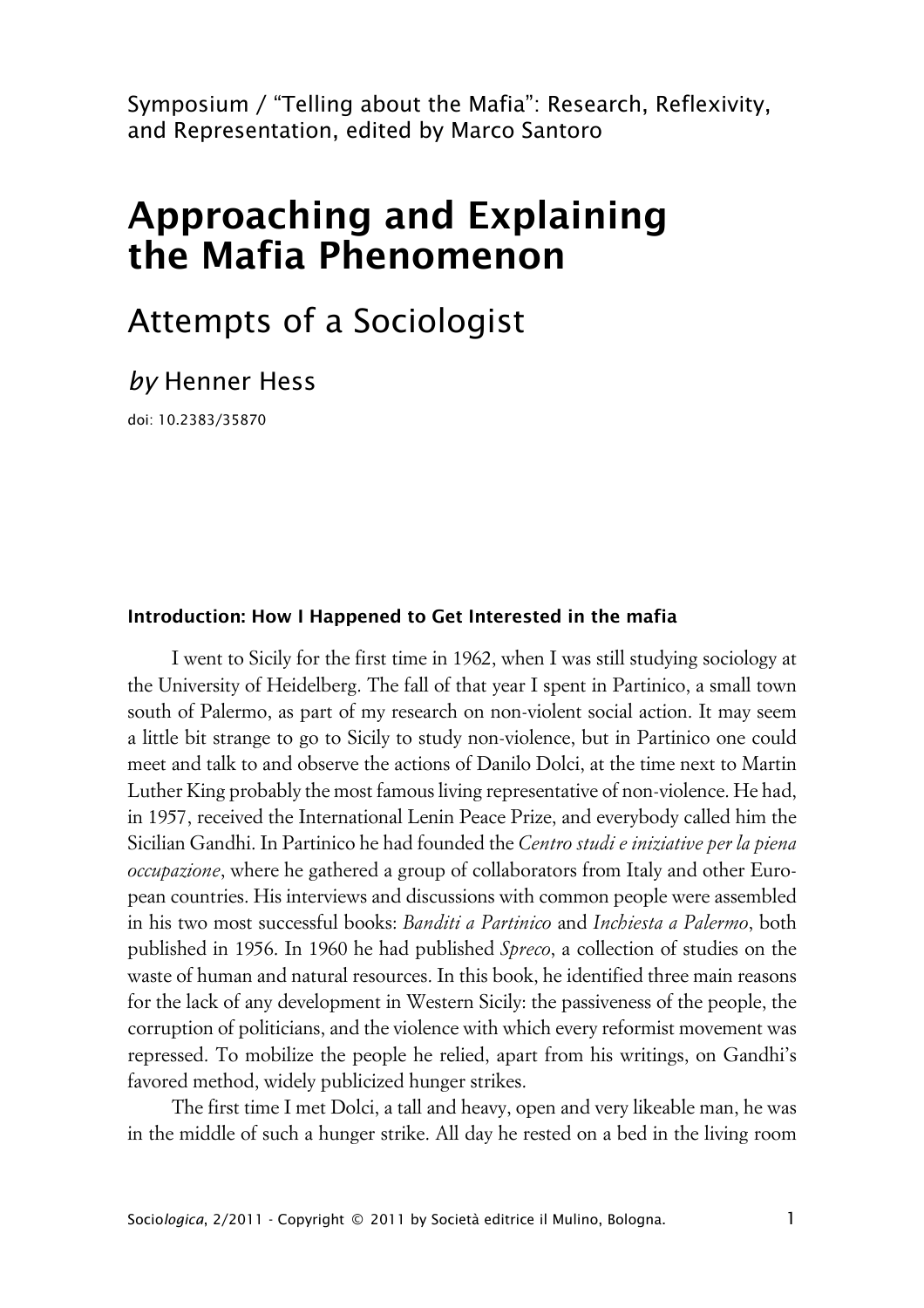Symposium / "Telling about the Mafia": Research, Reflexivity, and Representation, edited by Marco Santoro

# Approaching and Explaining the Mafia Phenomenon

## Attempts of a Sociologist

*by* Henner Hess

doi: 10.2383/35870

### Introduction: How I Happened to Get Interested in the mafia

I went to Sicily for the first time in 1962, when I was still studying sociology at the University of Heidelberg. The fall of that year I spent in Partinico, a small town south of Palermo, as part of my research on non-violent social action. It may seem a little bit strange to go to Sicily to study non-violence, but in Partinico one could meet and talk to and observe the actions of Danilo Dolci, at the time next to Martin Luther King probably the most famous living representative of non-violence. He had, in 1957, received the International Lenin Peace Prize, and everybody called him the Sicilian Gandhi. In Partinico he had founded the *Centro studi e iniziative per la piena occupazione*, where he gathered a group of collaborators from Italy and other European countries. His interviews and discussions with common people were assembled in his two most successful books: *Banditi a Partinico* and *Inchiesta a Palermo*, both published in 1956. In 1960 he had published *Spreco*, a collection of studies on the waste of human and natural resources. In this book, he identified three main reasons for the lack of any development in Western Sicily: the passiveness of the people, the corruption of politicians, and the violence with which every reformist movement was repressed. To mobilize the people he relied, apart from his writings, on Gandhi's favored method, widely publicized hunger strikes.

The first time I met Dolci, a tall and heavy, open and very likeable man, he was in the middle of such a hunger strike. All day he rested on a bed in the living room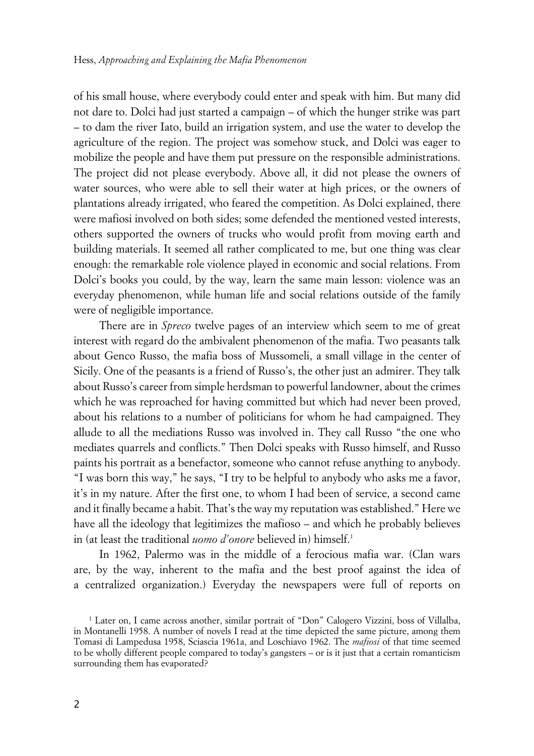of his small house, where everybody could enter and speak with him. But many did not dare to. Dolci had just started a campaign – of which the hunger strike was part – to dam the river Iato, build an irrigation system, and use the water to develop the agriculture of the region. The project was somehow stuck, and Dolci was eager to mobilize the people and have them put pressure on the responsible administrations. The project did not please everybody. Above all, it did not please the owners of water sources, who were able to sell their water at high prices, or the owners of plantations already irrigated, who feared the competition. As Dolci explained, there were mafiosi involved on both sides; some defended the mentioned vested interests, others supported the owners of trucks who would profit from moving earth and building materials. It seemed all rather complicated to me, but one thing was clear enough: the remarkable role violence played in economic and social relations. From Dolci's books you could, by the way, learn the same main lesson: violence was an everyday phenomenon, while human life and social relations outside of the family were of negligible importance.

There are in *Spreco* twelve pages of an interview which seem to me of great interest with regard do the ambivalent phenomenon of the mafia. Two peasants talk about Genco Russo, the mafia boss of Mussomeli, a small village in the center of Sicily. One of the peasants is a friend of Russo's, the other just an admirer. They talk about Russo's career from simple herdsman to powerful landowner, about the crimes which he was reproached for having committed but which had never been proved, about his relations to a number of politicians for whom he had campaigned. They allude to all the mediations Russo was involved in. They call Russo "the one who mediates quarrels and conflicts." Then Dolci speaks with Russo himself, and Russo paints his portrait as a benefactor, someone who cannot refuse anything to anybody. "I was born this way," he says, "I try to be helpful to anybody who asks me a favor, it's in my nature. After the first one, to whom I had been of service, a second came and it finally became a habit. That's the way my reputation was established." Here we have all the ideology that legitimizes the mafioso – and which he probably believes in (at least the traditional *uomo d'onore* believed in) himself.[1]

In 1962, Palermo was in the middle of a ferocious mafia war. (Clan wars are, by the way, inherent to the mafia and the best proof against the idea of a centralized organization.) Everyday the newspapers were full of reports on

[1] Later on, I came across another, similar portrait of "Don" Calogero Vizzini, boss of Villalba, in Montanelli 1958. A number of novels I read at the time depicted the same picture, among them Tomasi di Lampedusa 1958, Sciascia 1961a, and Loschiavo 1962. The *mafiosi* of that time seemed to be wholly different people compared to today's gangsters – or is it just that a certain romanticism surrounding them has evaporated?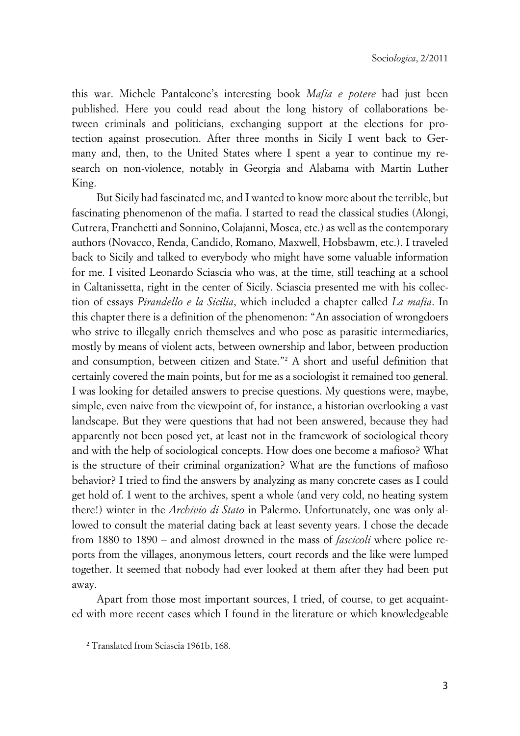this war. Michele Pantaleone's interesting book *Mafia e potere* had just been published. Here you could read about the long history of collaborations between criminals and politicians, exchanging support at the elections for protection against prosecution. After three months in Sicily I went back to Germany and, then, to the United States where I spent a year to continue my research on non-violence, notably in Georgia and Alabama with Martin Luther King.

But Sicily had fascinated me, and I wanted to know more about the terrible, but fascinating phenomenon of the mafia. I started to read the classical studies (Alongi, Cutrera, Franchetti and Sonnino, Colajanni, Mosca, etc.) as well as the contemporary authors (Novacco, Renda, Candido, Romano, Maxwell, Hobsbawm, etc.). I traveled back to Sicily and talked to everybody who might have some valuable information for me. I visited Leonardo Sciascia who was, at the time, still teaching at a school in Caltanissetta, right in the center of Sicily. Sciascia presented me with his collection of essays *Pirandello e la Sicilia*, which included a chapter called *La mafia*. In this chapter there is a definition of the phenomenon: "An association of wrongdoers who strive to illegally enrich themselves and who pose as parasitic intermediaries, mostly by means of violent acts, between ownership and labor, between production and consumption, between citizen and State."[2] A short and useful definition that certainly covered the main points, but for me as a sociologist it remained too general. I was looking for detailed answers to precise questions. My questions were, maybe, simple, even naive from the viewpoint of, for instance, a historian overlooking a vast landscape. But they were questions that had not been answered, because they had apparently not been posed yet, at least not in the framework of sociological theory and with the help of sociological concepts. How does one become a mafioso? What is the structure of their criminal organization? What are the functions of mafioso behavior? I tried to find the answers by analyzing as many concrete cases as I could get hold of. I went to the archives, spent a whole (and very cold, no heating system there!) winter in the *Archivio di Stato* in Palermo. Unfortunately, one was only allowed to consult the material dating back at least seventy years. I chose the decade from 1880 to 1890 – and almost drowned in the mass of *fascicoli* where police reports from the villages, anonymous letters, court records and the like were lumped together. It seemed that nobody had ever looked at them after they had been put away.

Apart from those most important sources, I tried, of course, to get acquainted with more recent cases which I found in the literature or which knowledgeable

[2] Translated from Sciascia 1961b, 168.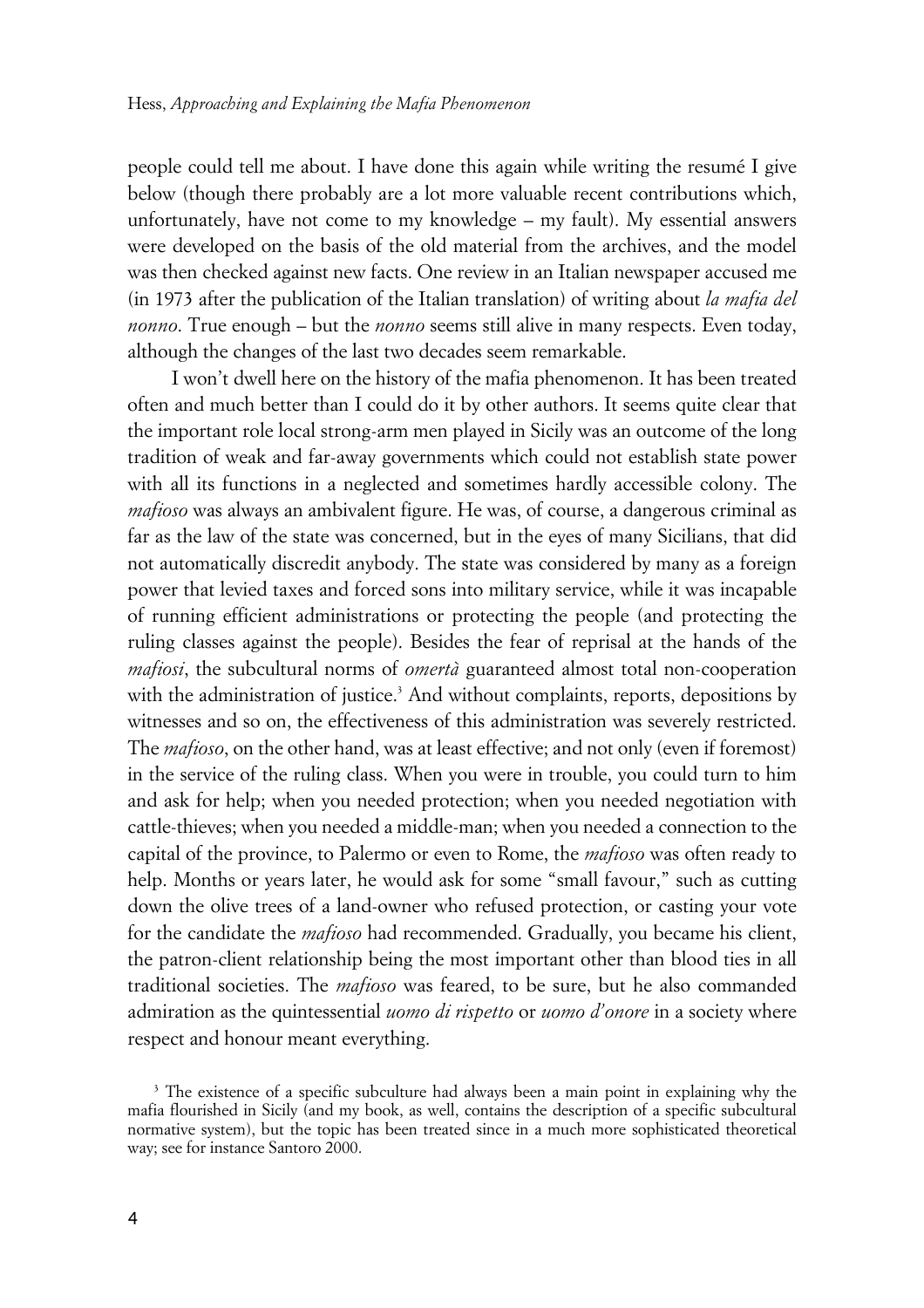people could tell me about. I have done this again while writing the resumé I give below (though there probably are a lot more valuable recent contributions which, unfortunately, have not come to my knowledge – my fault). My essential answers were developed on the basis of the old material from the archives, and the model was then checked against new facts. One review in an Italian newspaper accused me (in 1973 after the publication of the Italian translation) of writing about *la mafia del nonno*. True enough – but the *nonno* seems still alive in many respects. Even today, although the changes of the last two decades seem remarkable.

I won't dwell here on the history of the mafia phenomenon. It has been treated often and much better than I could do it by other authors. It seems quite clear that the important role local strong-arm men played in Sicily was an outcome of the long tradition of weak and far-away governments which could not establish state power with all its functions in a neglected and sometimes hardly accessible colony. The *mafioso* was always an ambivalent figure. He was, of course, a dangerous criminal as far as the law of the state was concerned, but in the eyes of many Sicilians, that did not automatically discredit anybody. The state was considered by many as a foreign power that levied taxes and forced sons into military service, while it was incapable of running efficient administrations or protecting the people (and protecting the ruling classes against the people). Besides the fear of reprisal at the hands of the *mafiosi*, the subcultural norms of *omertà* guaranteed almost total non-cooperation with the administration of justice.[3] And without complaints, reports, depositions by witnesses and so on, the effectiveness of this administration was severely restricted. The *mafioso*, on the other hand, was at least effective; and not only (even if foremost) in the service of the ruling class. When you were in trouble, you could turn to him and ask for help; when you needed protection; when you needed negotiation with cattle-thieves; when you needed a middle-man; when you needed a connection to the capital of the province, to Palermo or even to Rome, the *mafioso* was often ready to help. Months or years later, he would ask for some "small favour," such as cutting down the olive trees of a land-owner who refused protection, or casting your vote for the candidate the *mafioso* had recommended. Gradually, you became his client, the patron-client relationship being the most important other than blood ties in all traditional societies. The *mafioso* was feared, to be sure, but he also commanded admiration as the quintessential *uomo di rispetto* or *uomo d'onore* in a society where respect and honour meant everything.

[3] The existence of a specific subculture had always been a main point in explaining why the mafia flourished in Sicily (and my book, as well, contains the description of a specific subcultural normative system), but the topic has been treated since in a much more sophisticated theoretical way; see for instance Santoro 2000.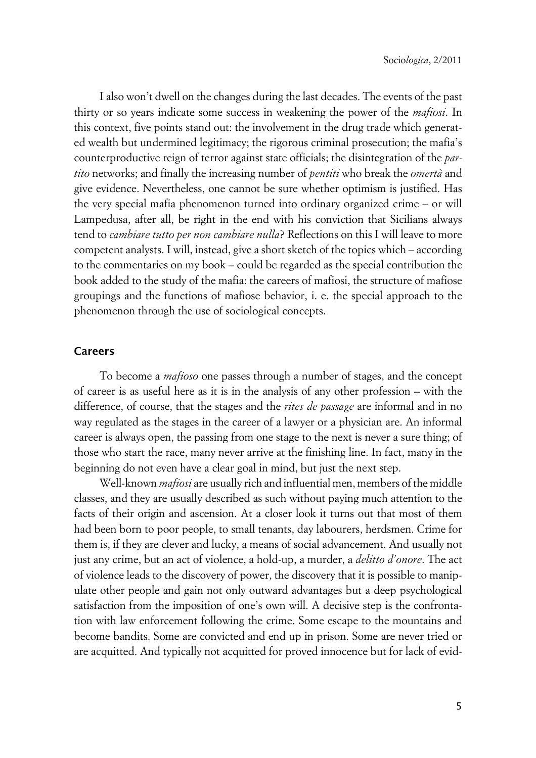I also won't dwell on the changes during the last decades. The events of the past thirty or so years indicate some success in weakening the power of the *mafiosi*. In this context, five points stand out: the involvement in the drug trade which generated wealth but undermined legitimacy; the rigorous criminal prosecution; the mafia's counterproductive reign of terror against state officials; the disintegration of the *partito* networks; and finally the increasing number of *pentiti* who break the *omertà* and give evidence. Nevertheless, one cannot be sure whether optimism is justified. Has the very special mafia phenomenon turned into ordinary organized crime – or will Lampedusa, after all, be right in the end with his conviction that Sicilians always tend to *cambiare tutto per non cambiare nulla*? Reflections on this I will leave to more competent analysts. I will, instead, give a short sketch of the topics which – according to the commentaries on my book – could be regarded as the special contribution the book added to the study of the mafia: the careers of mafiosi, the structure of mafiose groupings and the functions of mafiose behavior, i. e. the special approach to the phenomenon through the use of sociological concepts.

## Careers

To become a *mafioso* one passes through a number of stages, and the concept of career is as useful here as it is in the analysis of any other profession – with the difference, of course, that the stages and the *rites de passage* are informal and in no way regulated as the stages in the career of a lawyer or a physician are. An informal career is always open, the passing from one stage to the next is never a sure thing; of those who start the race, many never arrive at the finishing line. In fact, many in the beginning do not even have a clear goal in mind, but just the next step.

Well-known *mafiosi* are usually rich and influential men, members of the middle classes, and they are usually described as such without paying much attention to the facts of their origin and ascension. At a closer look it turns out that most of them had been born to poor people, to small tenants, day labourers, herdsmen. Crime for them is, if they are clever and lucky, a means of social advancement. And usually not just any crime, but an act of violence, a hold-up, a murder, a *delitto d'onore*. The act of violence leads to the discovery of power, the discovery that it is possible to manipulate other people and gain not only outward advantages but a deep psychological satisfaction from the imposition of one's own will. A decisive step is the confrontation with law enforcement following the crime. Some escape to the mountains and become bandits. Some are convicted and end up in prison. Some are never tried or are acquitted. And typically not acquitted for proved innocence but for lack of evid-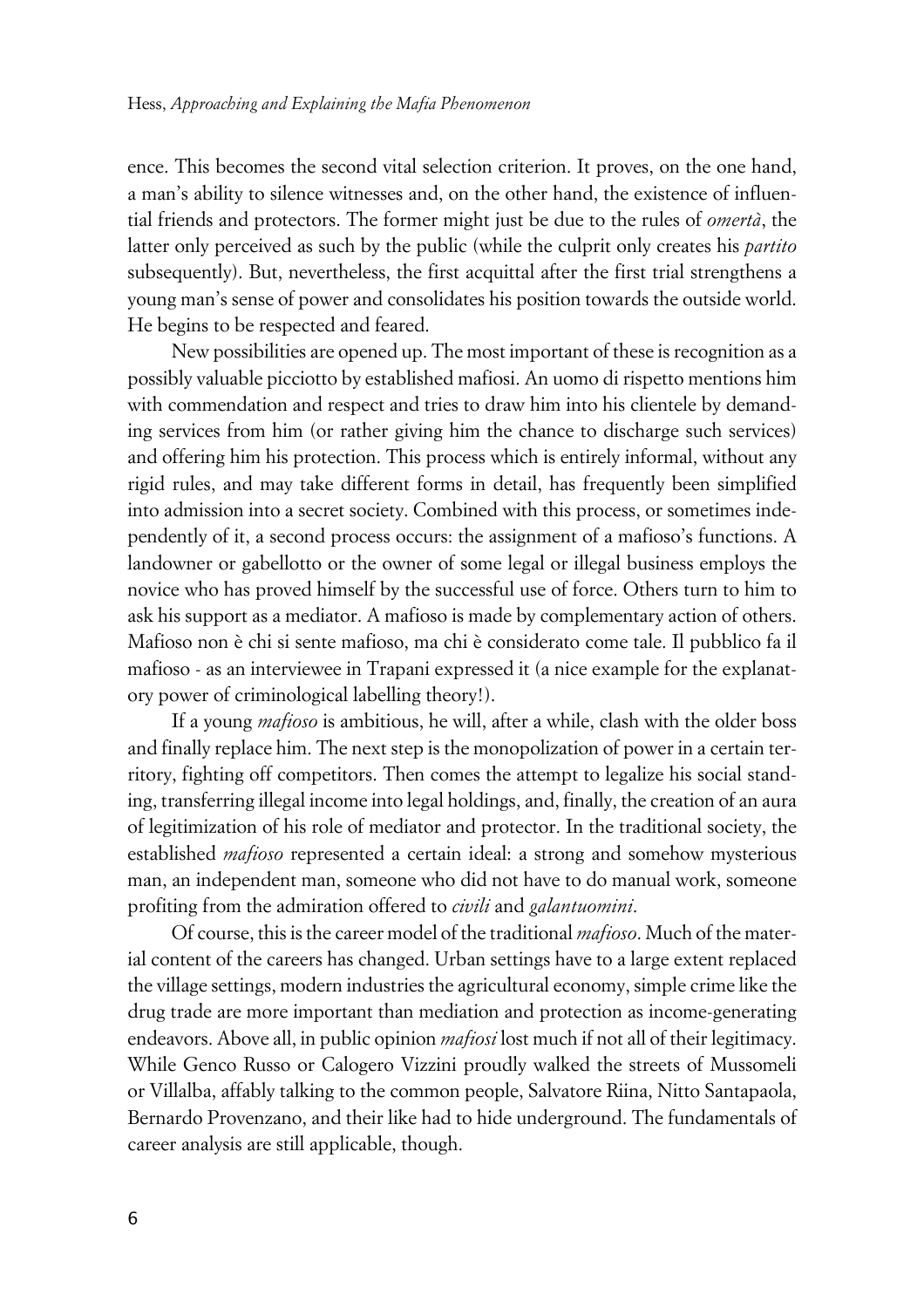ence. This becomes the second vital selection criterion. It proves, on the one hand, a man's ability to silence witnesses and, on the other hand, the existence of influential friends and protectors. The former might just be due to the rules of *omertà*, the latter only perceived as such by the public (while the culprit only creates his *partito* subsequently). But, nevertheless, the first acquittal after the first trial strengthens a young man's sense of power and consolidates his position towards the outside world. He begins to be respected and feared.

New possibilities are opened up. The most important of these is recognition as a possibly valuable picciotto by established mafiosi. An uomo di rispetto mentions him with commendation and respect and tries to draw him into his clientele by demanding services from him (or rather giving him the chance to discharge such services) and offering him his protection. This process which is entirely informal, without any rigid rules, and may take different forms in detail, has frequently been simplified into admission into a secret society. Combined with this process, or sometimes independently of it, a second process occurs: the assignment of a mafioso's functions. A landowner or gabellotto or the owner of some legal or illegal business employs the novice who has proved himself by the successful use of force. Others turn to him to ask his support as a mediator. A mafioso is made by complementary action of others. Mafioso non è chi si sente mafioso, ma chi è considerato come tale. Il pubblico fa il mafioso - as an interviewee in Trapani expressed it (a nice example for the explanatory power of criminological labelling theory!).

If a young *mafioso* is ambitious, he will, after a while, clash with the older boss and finally replace him. The next step is the monopolization of power in a certain territory, fighting off competitors. Then comes the attempt to legalize his social standing, transferring illegal income into legal holdings, and, finally, the creation of an aura of legitimization of his role of mediator and protector. In the traditional society, the established *mafioso* represented a certain ideal: a strong and somehow mysterious man, an independent man, someone who did not have to do manual work, someone profiting from the admiration offered to *civili* and *galantuomini*.

Of course, this is the career model of the traditional *mafioso*. Much of the material content of the careers has changed. Urban settings have to a large extent replaced the village settings, modern industries the agricultural economy, simple crime like the drug trade are more important than mediation and protection as income-generating endeavors. Above all, in public opinion *mafiosi* lost much if not all of their legitimacy. While Genco Russo or Calogero Vizzini proudly walked the streets of Mussomeli or Villalba, affably talking to the common people, Salvatore Riina, Nitto Santapaola, Bernardo Provenzano, and their like had to hide underground. The fundamentals of career analysis are still applicable, though.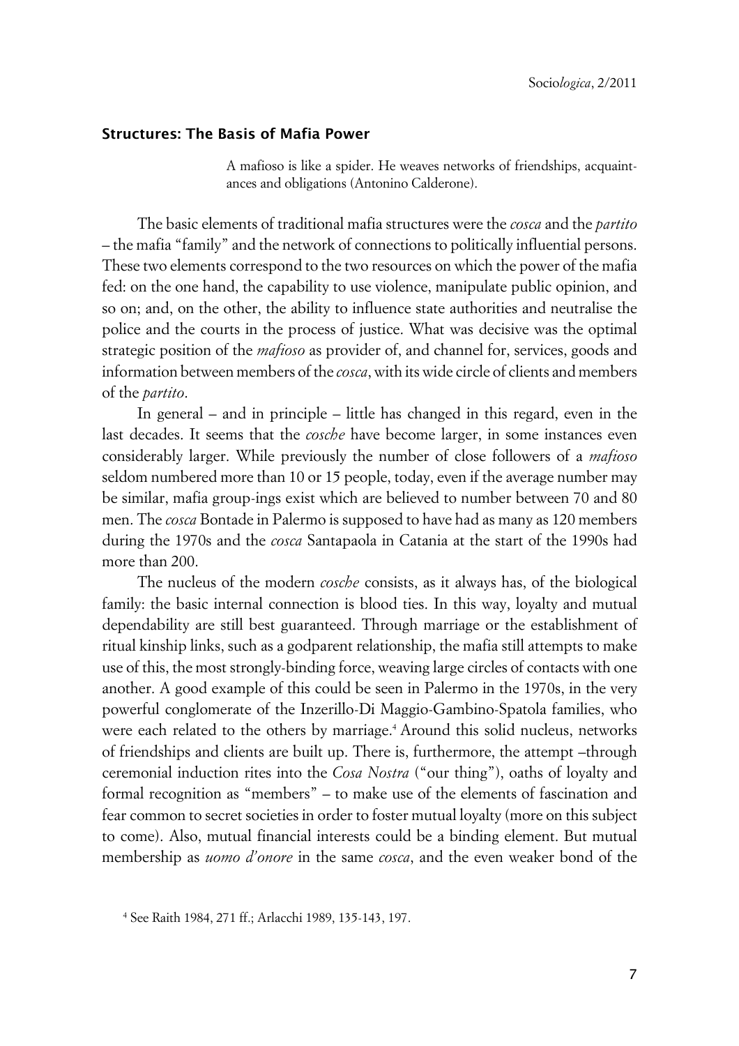## Structures: The Basis of Mafia Power

> A mafioso is like a spider. He weaves networks of friendships, acquaintances and obligations (Antonino Calderone).

The basic elements of traditional mafia structures were the *cosca* and the *partito* – the mafia "family" and the network of connections to politically influential persons. These two elements correspond to the two resources on which the power of the mafia fed: on the one hand, the capability to use violence, manipulate public opinion, and so on; and, on the other, the ability to influence state authorities and neutralise the police and the courts in the process of justice. What was decisive was the optimal strategic position of the *mafioso* as provider of, and channel for, services, goods and information between members of the *cosca*, with its wide circle of clients and members of the *partito*.

In general – and in principle – little has changed in this regard, even in the last decades. It seems that the *cosche* have become larger, in some instances even considerably larger. While previously the number of close followers of a *mafioso* seldom numbered more than 10 or 15 people, today, even if the average number may be similar, mafia group-ings exist which are believed to number between 70 and 80 men. The *cosca* Bontade in Palermo is supposed to have had as many as 120 members during the 1970s and the *cosca* Santapaola in Catania at the start of the 1990s had more than 200.

The nucleus of the modern *cosche* consists, as it always has, of the biological family: the basic internal connection is blood ties. In this way, loyalty and mutual dependability are still best guaranteed. Through marriage or the establishment of ritual kinship links, such as a godparent relationship, the mafia still attempts to make use of this, the most strongly-binding force, weaving large circles of contacts with one another. A good example of this could be seen in Palermo in the 1970s, in the very powerful conglomerate of the Inzerillo-Di Maggio-Gambino-Spatola families, who were each related to the others by marriage.[4] Around this solid nucleus, networks of friendships and clients are built up. There is, furthermore, the attempt –through ceremonial induction rites into the *Cosa Nostra* ("our thing"), oaths of loyalty and formal recognition as "members" – to make use of the elements of fascination and fear common to secret societies in order to foster mutual loyalty (more on this subject to come). Also, mutual financial interests could be a binding element. But mutual membership as *uomo d'onore* in the same *cosca*, and the even weaker bond of the

[4] See Raith 1984, 271 ff.; Arlacchi 1989, 135-143, 197.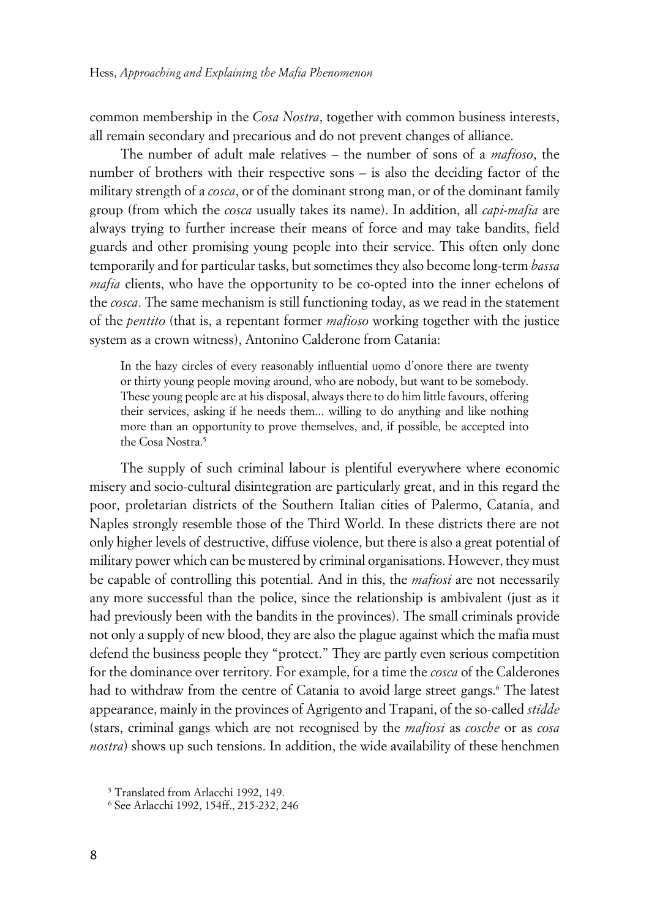common membership in the *Cosa Nostra*, together with common business interests, all remain secondary and precarious and do not prevent changes of alliance.

The number of adult male relatives – the number of sons of a *mafioso*, the number of brothers with their respective sons – is also the deciding factor of the military strength of a *cosca*, or of the dominant strong man, or of the dominant family group (from which the *cosca* usually takes its name). In addition, all *capi-mafia* are always trying to further increase their means of force and may take bandits, field guards and other promising young people into their service. This often only done temporarily and for particular tasks, but sometimes they also become long-term *bassa mafia* clients, who have the opportunity to be co-opted into the inner echelons of the *cosca*. The same mechanism is still functioning today, as we read in the statement of the *pentito* (that is, a repentant former *mafioso* working together with the justice system as a crown witness), Antonino Calderone from Catania:

> In the hazy circles of every reasonably influential uomo d'onore there are twenty or thirty young people moving around, who are nobody, but want to be somebody. These young people are at his disposal, always there to do him little favours, offering their services, asking if he needs them... willing to do anything and like nothing more than an opportunity to prove themselves, and, if possible, be accepted into the Cosa Nostra.[5]

The supply of such criminal labour is plentiful everywhere where economic misery and socio-cultural disintegration are particularly great, and in this regard the poor, proletarian districts of the Southern Italian cities of Palermo, Catania, and Naples strongly resemble those of the Third World. In these districts there are not only higher levels of destructive, diffuse violence, but there is also a great potential of military power which can be mustered by criminal organisations. However, they must be capable of controlling this potential. And in this, the *mafiosi* are not necessarily any more successful than the police, since the relationship is ambivalent (just as it had previously been with the bandits in the provinces). The small criminals provide not only a supply of new blood, they are also the plague against which the mafia must defend the business people they "protect." They are partly even serious competition for the dominance over territory. For example, for a time the *cosca* of the Calderones had to withdraw from the centre of Catania to avoid large street gangs.[6] The latest appearance, mainly in the provinces of Agrigento and Trapani, of the so-called *stidde* (stars, criminal gangs which are not recognised by the *mafiosi* as *cosche* or as *cosa nostra*) shows up such tensions. In addition, the wide availability of these henchmen

[5] Translated from Arlacchi 1992, 149.

[6] See Arlacchi 1992, 154ff., 215-232, 246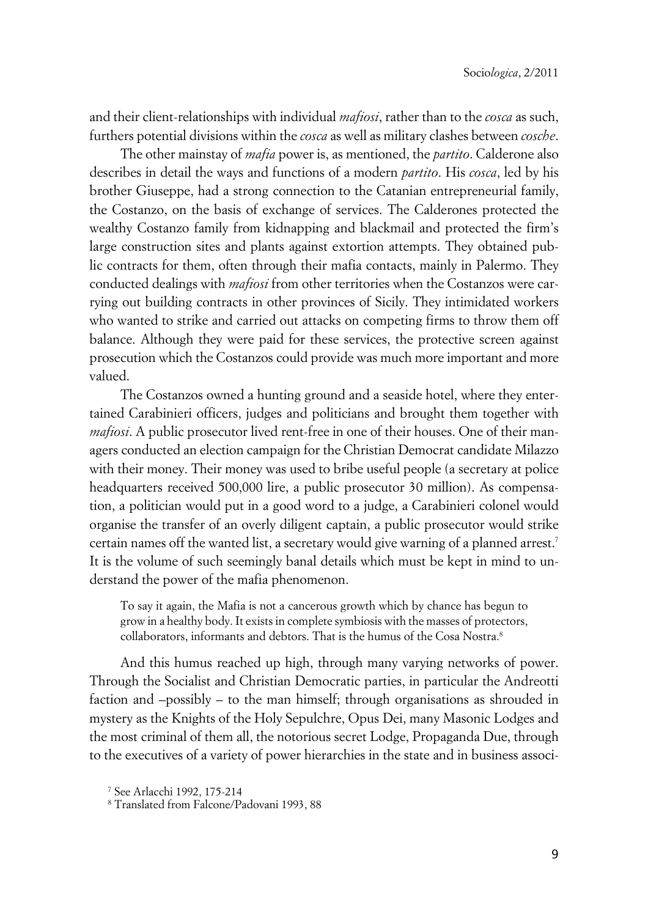and their client-relationships with individual *mafiosi*, rather than to the *cosca* as such, furthers potential divisions within the *cosca* as well as military clashes between *cosche*.

The other mainstay of *mafia* power is, as mentioned, the *partito*. Calderone also describes in detail the ways and functions of a modern *partito*. His *cosca*, led by his brother Giuseppe, had a strong connection to the Catanian entrepreneurial family, the Costanzo, on the basis of exchange of services. The Calderones protected the wealthy Costanzo family from kidnapping and blackmail and protected the firm's large construction sites and plants against extortion attempts. They obtained public contracts for them, often through their mafia contacts, mainly in Palermo. They conducted dealings with *mafiosi* from other territories when the Costanzos were carrying out building contracts in other provinces of Sicily. They intimidated workers who wanted to strike and carried out attacks on competing firms to throw them off balance. Although they were paid for these services, the protective screen against prosecution which the Costanzos could provide was much more important and more valued.

The Costanzos owned a hunting ground and a seaside hotel, where they entertained Carabinieri officers, judges and politicians and brought them together with *mafiosi*. A public prosecutor lived rent-free in one of their houses. One of their managers conducted an election campaign for the Christian Democrat candidate Milazzo with their money. Their money was used to bribe useful people (a secretary at police headquarters received 500,000 lire, a public prosecutor 30 million). As compensation, a politician would put in a good word to a judge, a Carabinieri colonel would organise the transfer of an overly diligent captain, a public prosecutor would strike certain names off the wanted list, a secretary would give warning of a planned arrest.[7] It is the volume of such seemingly banal details which must be kept in mind to understand the power of the mafia phenomenon.

> To say it again, the Mafia is not a cancerous growth which by chance has begun to grow in a healthy body. It exists in complete symbiosis with the masses of protectors, collaborators, informants and debtors. That is the humus of the Cosa Nostra.[8]

And this humus reached up high, through many varying networks of power. Through the Socialist and Christian Democratic parties, in particular the Andreotti faction and –possibly – to the man himself; through organisations as shrouded in mystery as the Knights of the Holy Sepulchre, Opus Dei, many Masonic Lodges and the most criminal of them all, the notorious secret Lodge, Propaganda Due, through to the executives of a variety of power hierarchies in the state and in business associ-

[7] See Arlacchi 1992, 175-214

[8] Translated from Falcone/Padovani 1993, 88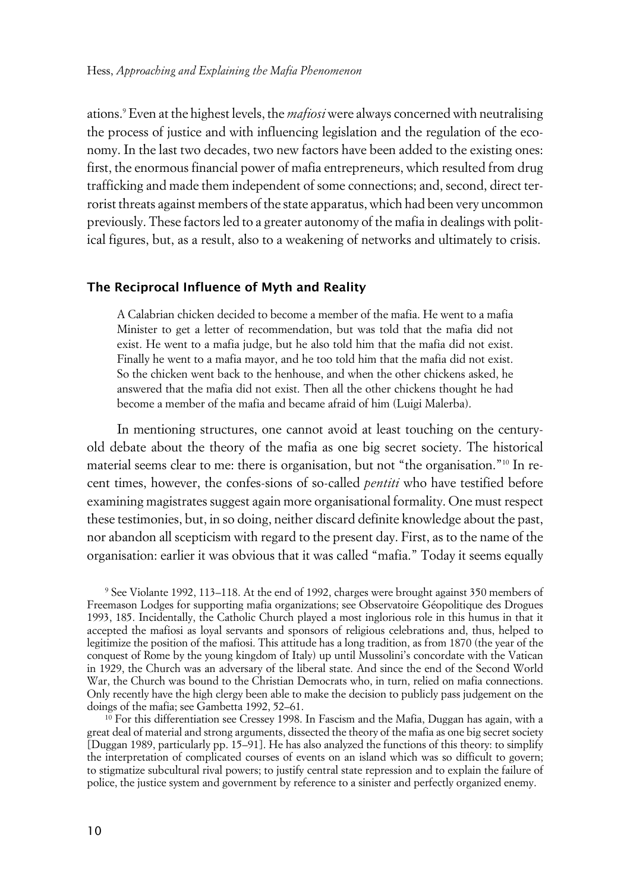ations.[9] Even at the highest levels, the *mafiosi* were always concerned with neutralising the process of justice and with influencing legislation and the regulation of the economy. In the last two decades, two new factors have been added to the existing ones: first, the enormous financial power of mafia entrepreneurs, which resulted from drug trafficking and made them independent of some connections; and, second, direct terrorist threats against members of the state apparatus, which had been very uncommon previously. These factors led to a greater autonomy of the mafia in dealings with political figures, but, as a result, also to a weakening of networks and ultimately to crisis.

## The Reciprocal Influence of Myth and Reality

> A Calabrian chicken decided to become a member of the mafia. He went to a mafia Minister to get a letter of recommendation, but was told that the mafia did not exist. He went to a mafia judge, but he also told him that the mafia did not exist. Finally he went to a mafia mayor, and he too told him that the mafia did not exist. So the chicken went back to the henhouse, and when the other chickens asked, he answered that the mafia did not exist. Then all the other chickens thought he had become a member of the mafia and became afraid of him (Luigi Malerba).

In mentioning structures, one cannot avoid at least touching on the century-old debate about the theory of the mafia as one big secret society. The historical material seems clear to me: there is organisation, but not "the organisation."[10] In recent times, however, the confes-sions of so-called *pentiti* who have testified before examining magistrates suggest again more organisational formality. One must respect these testimonies, but, in so doing, neither discard definite knowledge about the past, nor abandon all scepticism with regard to the present day. First, as to the name of the organisation: earlier it was obvious that it was called "mafia." Today it seems equally

[9] See Violante 1992, 113–118. At the end of 1992, charges were brought against 350 members of Freemason Lodges for supporting mafia organizations; see Observatoire Géopolitique des Drogues 1993, 185. Incidentally, the Catholic Church played a most inglorious role in this humus in that it accepted the mafiosi as loyal servants and sponsors of religious celebrations and, thus, helped to legitimize the position of the mafiosi. This attitude has a long tradition, as from 1870 (the year of the conquest of Rome by the young kingdom of Italy) up until Mussolini's concordate with the Vatican in 1929, the Church was an adversary of the liberal state. And since the end of the Second World War, the Church was bound to the Christian Democrats who, in turn, relied on mafia connections. Only recently have the high clergy been able to make the decision to publicly pass judgement on the doings of the mafia; see Gambetta 1992, 52–61.

[10] For this differentiation see Cressey 1998. In Fascism and the Mafia, Duggan has again, with a great deal of material and strong arguments, dissected the theory of the mafia as one big secret society [Duggan 1989, particularly pp. 15–91]. He has also analyzed the functions of this theory: to simplify the interpretation of complicated courses of events on an island which was so difficult to govern; to stigmatize subcultural rival powers; to justify central state repression and to explain the failure of police, the justice system and government by reference to a sinister and perfectly organized enemy.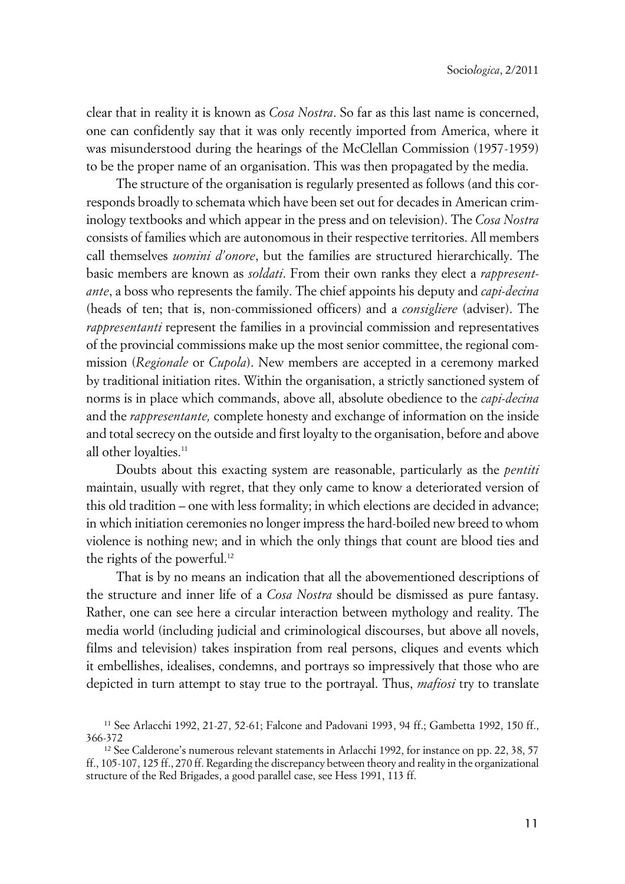clear that in reality it is known as *Cosa Nostra*. So far as this last name is concerned, one can confidently say that it was only recently imported from America, where it was misunderstood during the hearings of the McClellan Commission (1957-1959) to be the proper name of an organisation. This was then propagated by the media.

The structure of the organisation is regularly presented as follows (and this corresponds broadly to schemata which have been set out for decades in American criminology textbooks and which appear in the press and on television). The *Cosa Nostra* consists of families which are autonomous in their respective territories. All members call themselves *uomini d'onore*, but the families are structured hierarchically. The basic members are known as *soldati*. From their own ranks they elect a *rappresentante*, a boss who represents the family. The chief appoints his deputy and *capi-decina* (heads of ten; that is, non-commissioned officers) and a *consigliere* (adviser). The *rappresentanti* represent the families in a provincial commission and representatives of the provincial commissions make up the most senior committee, the regional commission (*Regionale* or *Cupola*). New members are accepted in a ceremony marked by traditional initiation rites. Within the organisation, a strictly sanctioned system of norms is in place which commands, above all, absolute obedience to the *capi-decina* and the *rappresentante,* complete honesty and exchange of information on the inside and total secrecy on the outside and first loyalty to the organisation, before and above all other loyalties.[11]

Doubts about this exacting system are reasonable, particularly as the *pentiti* maintain, usually with regret, that they only came to know a deteriorated version of this old tradition – one with less formality; in which elections are decided in advance; in which initiation ceremonies no longer impress the hard-boiled new breed to whom violence is nothing new; and in which the only things that count are blood ties and the rights of the powerful.[12]

That is by no means an indication that all the abovementioned descriptions of the structure and inner life of a *Cosa Nostra* should be dismissed as pure fantasy. Rather, one can see here a circular interaction between mythology and reality. The media world (including judicial and criminological discourses, but above all novels, films and television) takes inspiration from real persons, cliques and events which it embellishes, idealises, condemns, and portrays so impressively that those who are depicted in turn attempt to stay true to the portrayal. Thus, *mafiosi* try to translate

[11] See Arlacchi 1992, 21-27, 52-61; Falcone and Padovani 1993, 94 ff.; Gambetta 1992, 150 ff., 366-372

[12] See Calderone's numerous relevant statements in Arlacchi 1992, for instance on pp. 22, 38, 57 ff., 105-107, 125 ff., 270 ff. Regarding the discrepancy between theory and reality in the organizational structure of the Red Brigades, a good parallel case, see Hess 1991, 113 ff.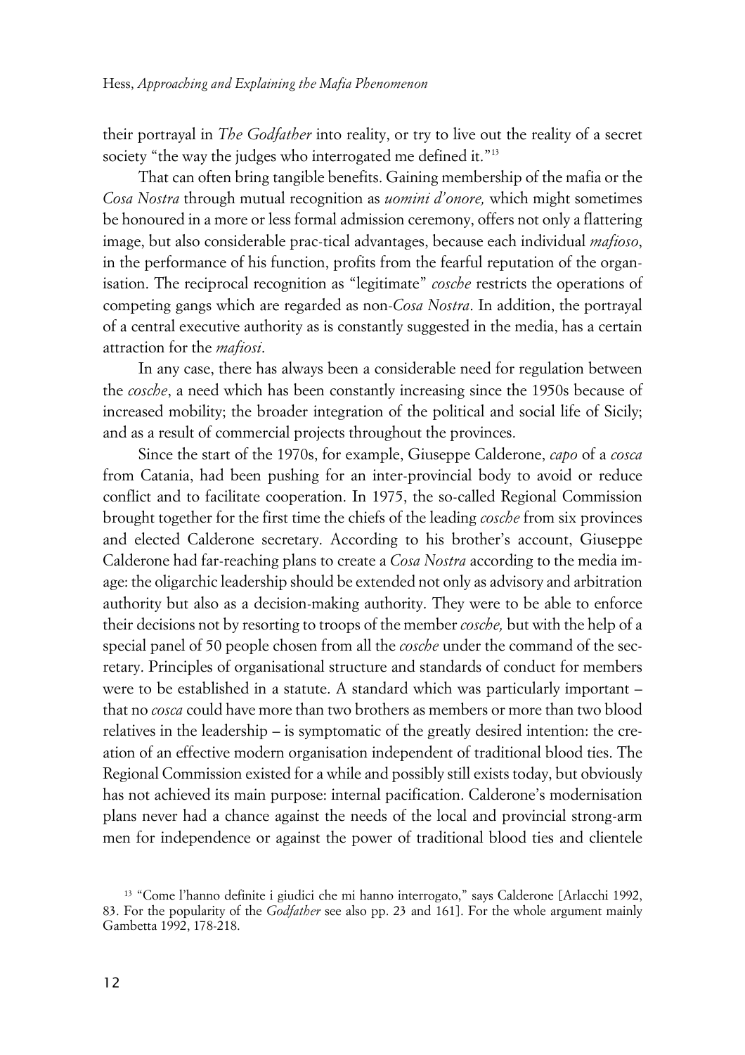their portrayal in *The Godfather* into reality, or try to live out the reality of a secret society "the way the judges who interrogated me defined it."[13]

That can often bring tangible benefits. Gaining membership of the mafia or the *Cosa Nostra* through mutual recognition as *uomini d'onore,* which might sometimes be honoured in a more or less formal admission ceremony, offers not only a flattering image, but also considerable practical advantages, because each individual *mafioso*, in the performance of his function, profits from the fearful reputation of the organisation. The reciprocal recognition as "legitimate" *cosche* restricts the operations of competing gangs which are regarded as non-*Cosa Nostra*. In addition, the portrayal of a central executive authority as is constantly suggested in the media, has a certain attraction for the *mafiosi*.

In any case, there has always been a considerable need for regulation between the *cosche*, a need which has been constantly increasing since the 1950s because of increased mobility; the broader integration of the political and social life of Sicily; and as a result of commercial projects throughout the provinces.

Since the start of the 1970s, for example, Giuseppe Calderone, *capo* of a *cosca* from Catania, had been pushing for an inter-provincial body to avoid or reduce conflict and to facilitate cooperation. In 1975, the so-called Regional Commission brought together for the first time the chiefs of the leading *cosche* from six provinces and elected Calderone secretary. According to his brother's account, Giuseppe Calderone had far-reaching plans to create a *Cosa Nostra* according to the media image: the oligarchic leadership should be extended not only as advisory and arbitration authority but also as a decision-making authority. They were to be able to enforce their decisions not by resorting to troops of the member *cosche,* but with the help of a special panel of 50 people chosen from all the *cosche* under the command of the secretary. Principles of organisational structure and standards of conduct for members were to be established in a statute. A standard which was particularly important – that no *cosca* could have more than two brothers as members or more than two blood relatives in the leadership – is symptomatic of the greatly desired intention: the creation of an effective modern organisation independent of traditional blood ties. The Regional Commission existed for a while and possibly still exists today, but obviously has not achieved its main purpose: internal pacification. Calderone's modernisation plans never had a chance against the needs of the local and provincial strong-arm men for independence or against the power of traditional blood ties and clientele

[13] "Come l'hanno definite i giudici che mi hanno interrogato," says Calderone [Arlacchi 1992, 83. For the popularity of the *Godfather* see also pp. 23 and 161]. For the whole argument mainly Gambetta 1992, 178-218.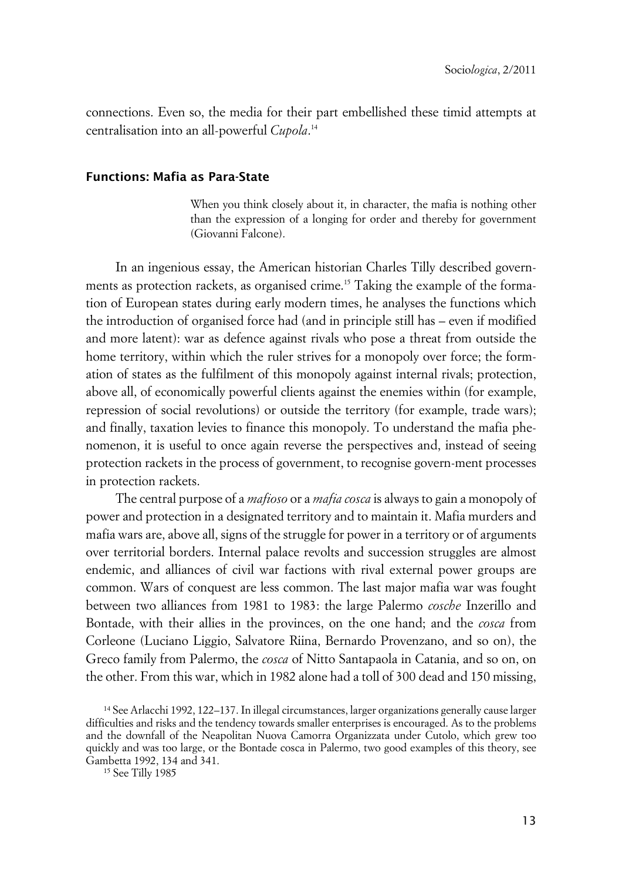connections. Even so, the media for their part embellished these timid attempts at centralisation into an all-powerful *Cupola*.[14]

### Functions: Mafia as Para-State

> When you think closely about it, in character, the mafia is nothing other than the expression of a longing for order and thereby for government (Giovanni Falcone).

In an ingenious essay, the American historian Charles Tilly described governments as protection rackets, as organised crime.[15] Taking the example of the formation of European states during early modern times, he analyses the functions which the introduction of organised force had (and in principle still has – even if modified and more latent): war as defence against rivals who pose a threat from outside the home territory, within which the ruler strives for a monopoly over force; the formation of states as the fulfilment of this monopoly against internal rivals; protection, above all, of economically powerful clients against the enemies within (for example, repression of social revolutions) or outside the territory (for example, trade wars); and finally, taxation levies to finance this monopoly. To understand the mafia phenomenon, it is useful to once again reverse the perspectives and, instead of seeing protection rackets in the process of government, to recognise govern-ment processes in protection rackets.

The central purpose of a *mafioso* or a *mafia cosca* is always to gain a monopoly of power and protection in a designated territory and to maintain it. Mafia murders and mafia wars are, above all, signs of the struggle for power in a territory or of arguments over territorial borders. Internal palace revolts and succession struggles are almost endemic, and alliances of civil war factions with rival external power groups are common. Wars of conquest are less common. The last major mafia war was fought between two alliances from 1981 to 1983: the large Palermo *cosche* Inzerillo and Bontade, with their allies in the provinces, on the one hand; and the *cosca* from Corleone (Luciano Liggio, Salvatore Riina, Bernardo Provenzano, and so on), the Greco family from Palermo, the *cosca* of Nitto Santapaola in Catania, and so on, on the other. From this war, which in 1982 alone had a toll of 300 dead and 150 missing,

[14] See Arlacchi 1992, 122–137. In illegal circumstances, larger organizations generally cause larger difficulties and risks and the tendency towards smaller enterprises is encouraged. As to the problems and the downfall of the Neapolitan Nuova Camorra Organizzata under Cutolo, which grew too quickly and was too large, or the Bontade cosca in Palermo, two good examples of this theory, see Gambetta 1992, 134 and 341.

[15] See Tilly 1985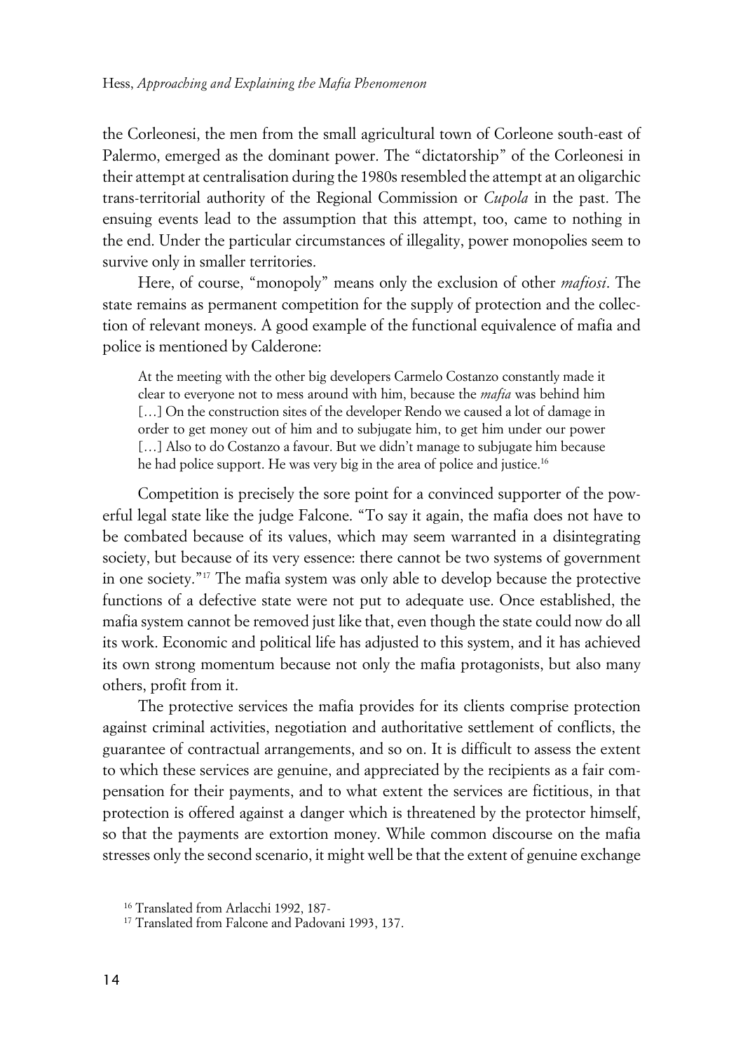the Corleonesi, the men from the small agricultural town of Corleone south-east of Palermo, emerged as the dominant power. The "dictatorship" of the Corleonesi in their attempt at centralisation during the 1980s resembled the attempt at an oligarchic trans-territorial authority of the Regional Commission or *Cupola* in the past. The ensuing events lead to the assumption that this attempt, too, came to nothing in the end. Under the particular circumstances of illegality, power monopolies seem to survive only in smaller territories.

Here, of course, "monopoly" means only the exclusion of other *mafiosi*. The state remains as permanent competition for the supply of protection and the collection of relevant moneys. A good example of the functional equivalence of mafia and police is mentioned by Calderone:

> At the meeting with the other big developers Carmelo Costanzo constantly made it clear to everyone not to mess around with him, because the *mafia* was behind him […] On the construction sites of the developer Rendo we caused a lot of damage in order to get money out of him and to subjugate him, to get him under our power […] Also to do Costanzo a favour. But we didn't manage to subjugate him because he had police support. He was very big in the area of police and justice.[16]

Competition is precisely the sore point for a convinced supporter of the powerful legal state like the judge Falcone. "To say it again, the mafia does not have to be combated because of its values, which may seem warranted in a disintegrating society, but because of its very essence: there cannot be two systems of government in one society."[17] The mafia system was only able to develop because the protective functions of a defective state were not put to adequate use. Once established, the mafia system cannot be removed just like that, even though the state could now do all its work. Economic and political life has adjusted to this system, and it has achieved its own strong momentum because not only the mafia protagonists, but also many others, profit from it.

The protective services the mafia provides for its clients comprise protection against criminal activities, negotiation and authoritative settlement of conflicts, the guarantee of contractual arrangements, and so on. It is difficult to assess the extent to which these services are genuine, and appreciated by the recipients as a fair compensation for their payments, and to what extent the services are fictitious, in that protection is offered against a danger which is threatened by the protector himself, so that the payments are extortion money. While common discourse on the mafia stresses only the second scenario, it might well be that the extent of genuine exchange

[16] Translated from Arlacchi 1992, 187-

[17] Translated from Falcone and Padovani 1993, 137.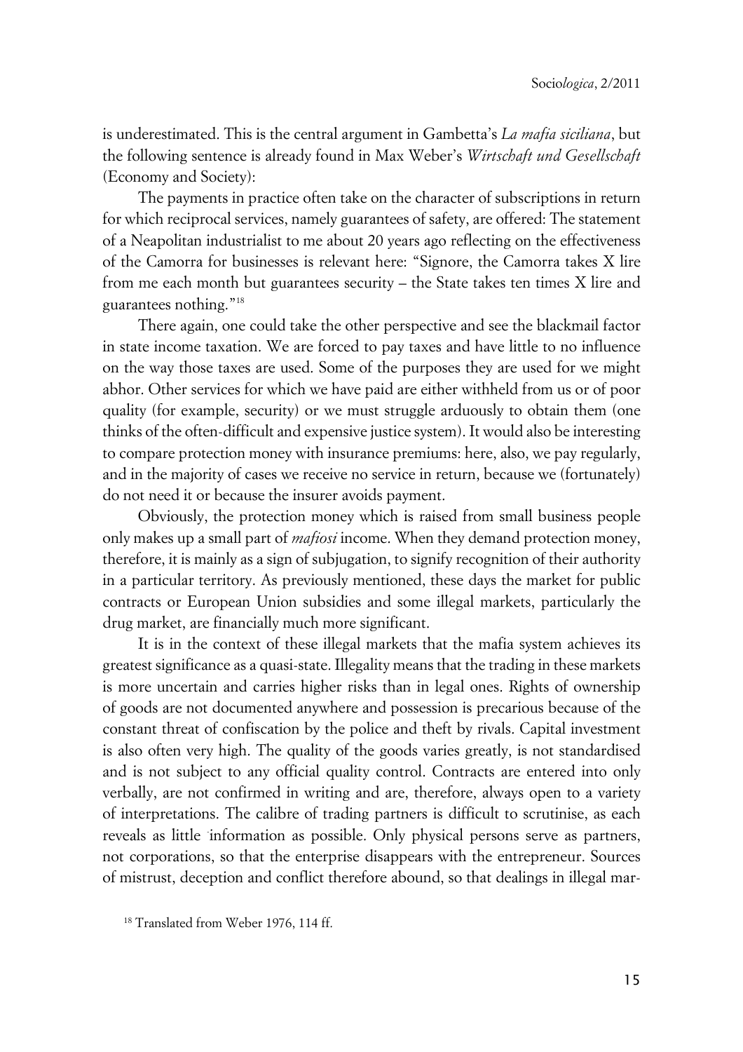is underestimated. This is the central argument in Gambetta's *La mafia siciliana*, but the following sentence is already found in Max Weber's *Wirtschaft und Gesellschaft* (Economy and Society):

> The payments in practice often take on the character of subscriptions in return for which reciprocal services, namely guarantees of safety, are offered: The statement of a Neapolitan industrialist to me about 20 years ago reflecting on the effectiveness of the Camorra for businesses is relevant here: "Signore, the Camorra takes X lire from me each month but guarantees security – the State takes ten times X lire and guarantees nothing."[18]

There again, one could take the other perspective and see the blackmail factor in state income taxation. We are forced to pay taxes and have little to no influence on the way those taxes are used. Some of the purposes they are used for we might abhor. Other services for which we have paid are either withheld from us or of poor quality (for example, security) or we must struggle arduously to obtain them (one thinks of the often-difficult and expensive justice system). It would also be interesting to compare protection money with insurance premiums: here, also, we pay regularly, and in the majority of cases we receive no service in return, because we (fortunately) do not need it or because the insurer avoids payment.

Obviously, the protection money which is raised from small business people only makes up a small part of *mafiosi* income. When they demand protection money, therefore, it is mainly as a sign of subjugation, to signify recognition of their authority in a particular territory. As previously mentioned, these days the market for public contracts or European Union subsidies and some illegal markets, particularly the drug market, are financially much more significant.

It is in the context of these illegal markets that the mafia system achieves its greatest significance as a quasi-state. Illegality means that the trading in these markets is more uncertain and carries higher risks than in legal ones. Rights of ownership of goods are not documented anywhere and possession is precarious because of the constant threat of confiscation by the police and theft by rivals. Capital investment is also often very high. The quality of the goods varies greatly, is not standardised and is not subject to any official quality control. Contracts are entered into only verbally, are not confirmed in writing and are, therefore, always open to a variety of interpretations. The calibre of trading partners is difficult to scrutinise, as each reveals as little information as possible. Only physical persons serve as partners, not corporations, so that the enterprise disappears with the entrepreneur. Sources of mistrust, deception and conflict therefore abound, so that dealings in illegal mar-

[18] Translated from Weber 1976, 114 ff.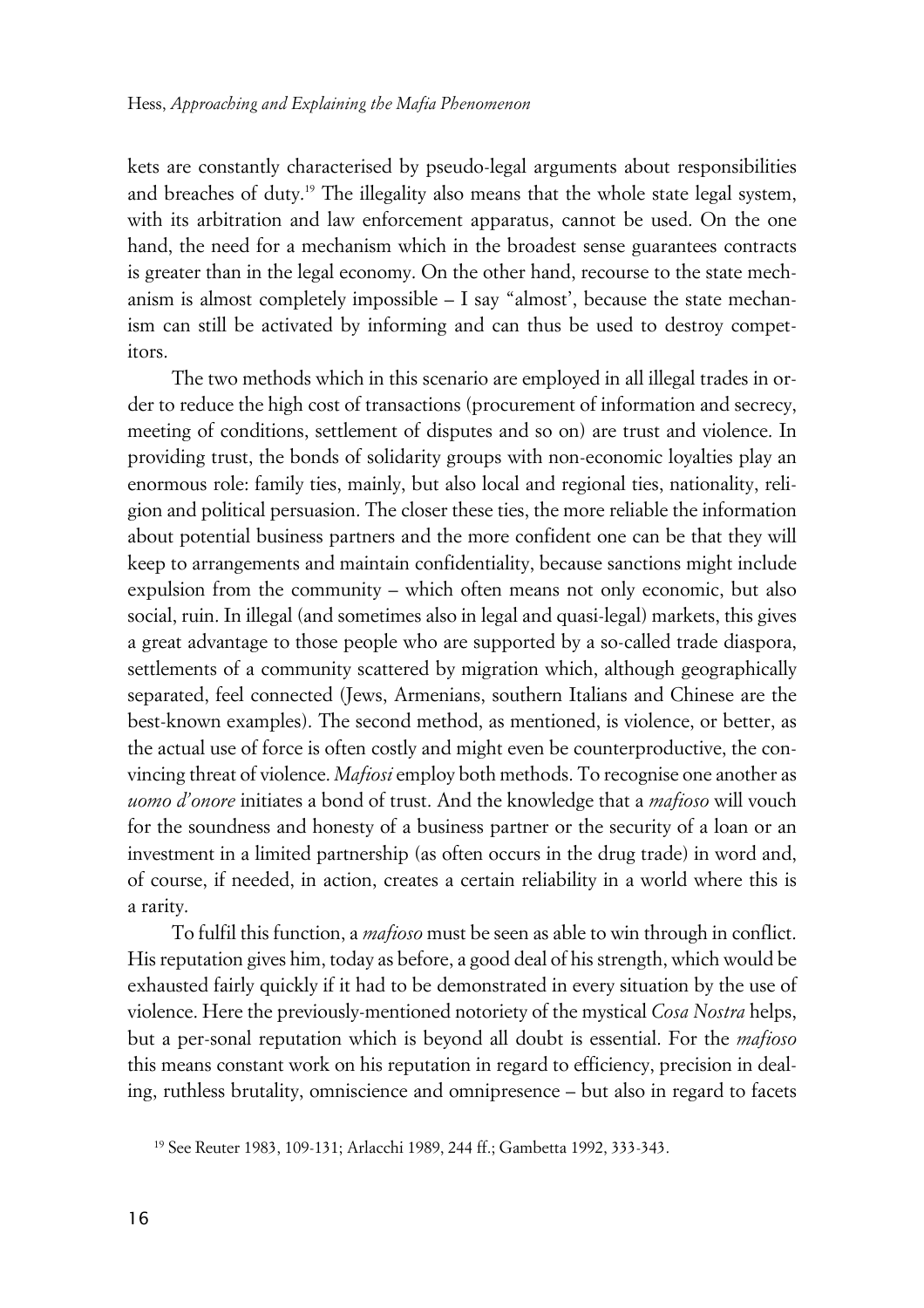kets are constantly characterised by pseudo-legal arguments about responsibilities and breaches of duty.[19] The illegality also means that the whole state legal system, with its arbitration and law enforcement apparatus, cannot be used. On the one hand, the need for a mechanism which in the broadest sense guarantees contracts is greater than in the legal economy. On the other hand, recourse to the state mechanism is almost completely impossible – I say "almost', because the state mechanism can still be activated by informing and can thus be used to destroy competitors.

The two methods which in this scenario are employed in all illegal trades in order to reduce the high cost of transactions (procurement of information and secrecy, meeting of conditions, settlement of disputes and so on) are trust and violence. In providing trust, the bonds of solidarity groups with non-economic loyalties play an enormous role: family ties, mainly, but also local and regional ties, nationality, religion and political persuasion. The closer these ties, the more reliable the information about potential business partners and the more confident one can be that they will keep to arrangements and maintain confidentiality, because sanctions might include expulsion from the community – which often means not only economic, but also social, ruin. In illegal (and sometimes also in legal and quasi-legal) markets, this gives a great advantage to those people who are supported by a so-called trade diaspora, settlements of a community scattered by migration which, although geographically separated, feel connected (Jews, Armenians, southern Italians and Chinese are the best-known examples). The second method, as mentioned, is violence, or better, as the actual use of force is often costly and might even be counterproductive, the convincing threat of violence. *Mafiosi* employ both methods. To recognise one another as *uomo d'onore* initiates a bond of trust. And the knowledge that a *mafioso* will vouch for the soundness and honesty of a business partner or the security of a loan or an investment in a limited partnership (as often occurs in the drug trade) in word and, of course, if needed, in action, creates a certain reliability in a world where this is a rarity.

To fulfil this function, a *mafioso* must be seen as able to win through in conflict. His reputation gives him, today as before, a good deal of his strength, which would be exhausted fairly quickly if it had to be demonstrated in every situation by the use of violence. Here the previously-mentioned notoriety of the mystical *Cosa Nostra* helps, but a per-sonal reputation which is beyond all doubt is essential. For the *mafioso* this means constant work on his reputation in regard to efficiency, precision in dealing, ruthless brutality, omniscience and omnipresence – but also in regard to facets

[19] See Reuter 1983, 109-131; Arlacchi 1989, 244 ff.; Gambetta 1992, 333-343.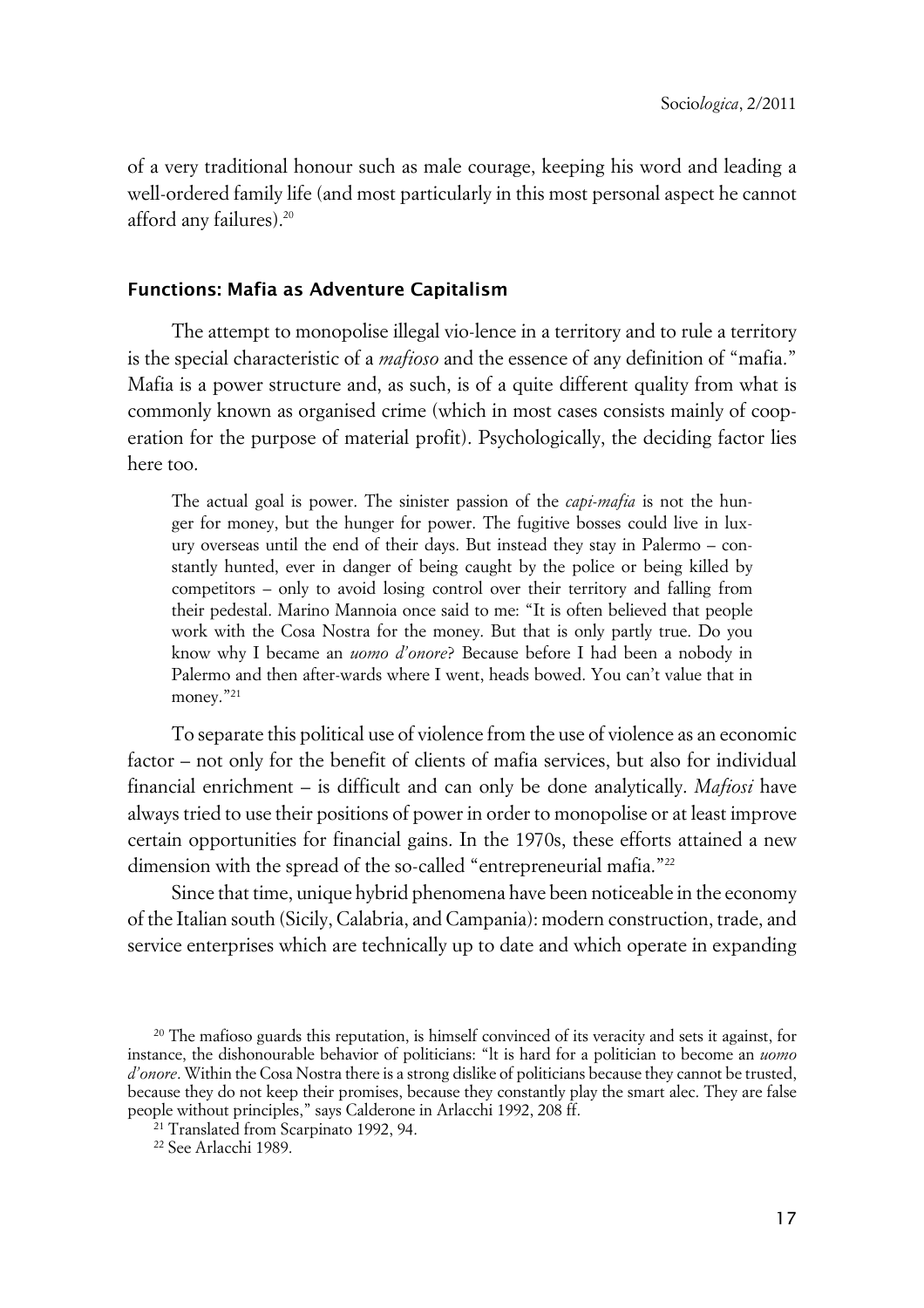of a very traditional honour such as male courage, keeping his word and leading a well-ordered family life (and most particularly in this most personal aspect he cannot afford any failures).[20]

## Functions: Mafia as Adventure Capitalism

The attempt to monopolise illegal vio-lence in a territory and to rule a territory is the special characteristic of a *mafioso* and the essence of any definition of "mafia." Mafia is a power structure and, as such, is of a quite different quality from what is commonly known as organised crime (which in most cases consists mainly of cooperation for the purpose of material profit). Psychologically, the deciding factor lies here too.

> The actual goal is power. The sinister passion of the *capi-mafia* is not the hunger for money, but the hunger for power. The fugitive bosses could live in luxury overseas until the end of their days. But instead they stay in Palermo – constantly hunted, ever in danger of being caught by the police or being killed by competitors – only to avoid losing control over their territory and falling from their pedestal. Marino Mannoia once said to me: "It is often believed that people work with the Cosa Nostra for the money. But that is only partly true. Do you know why I became an *uomo d'onore*? Because before I had been a nobody in Palermo and then after-wards where I went, heads bowed. You can't value that in money."[21]

To separate this political use of violence from the use of violence as an economic factor – not only for the benefit of clients of mafia services, but also for individual financial enrichment – is difficult and can only be done analytically. *Mafiosi* have always tried to use their positions of power in order to monopolise or at least improve certain opportunities for financial gains. In the 1970s, these efforts attained a new dimension with the spread of the so-called "entrepreneurial mafia."[22]

Since that time, unique hybrid phenomena have been noticeable in the economy of the Italian south (Sicily, Calabria, and Campania): modern construction, trade, and service enterprises which are technically up to date and which operate in expanding

---

[20] The mafioso guards this reputation, is himself convinced of its veracity and sets it against, for instance, the dishonourable behavior of politicians: "lt is hard for a politician to become an *uomo d'onore*. Within the Cosa Nostra there is a strong dislike of politicians because they cannot be trusted, because they do not keep their promises, because they constantly play the smart alec. They are false people without principles," says Calderone in Arlacchi 1992, 208 ff.

[21] Translated from Scarpinato 1992, 94.

[22] See Arlacchi 1989.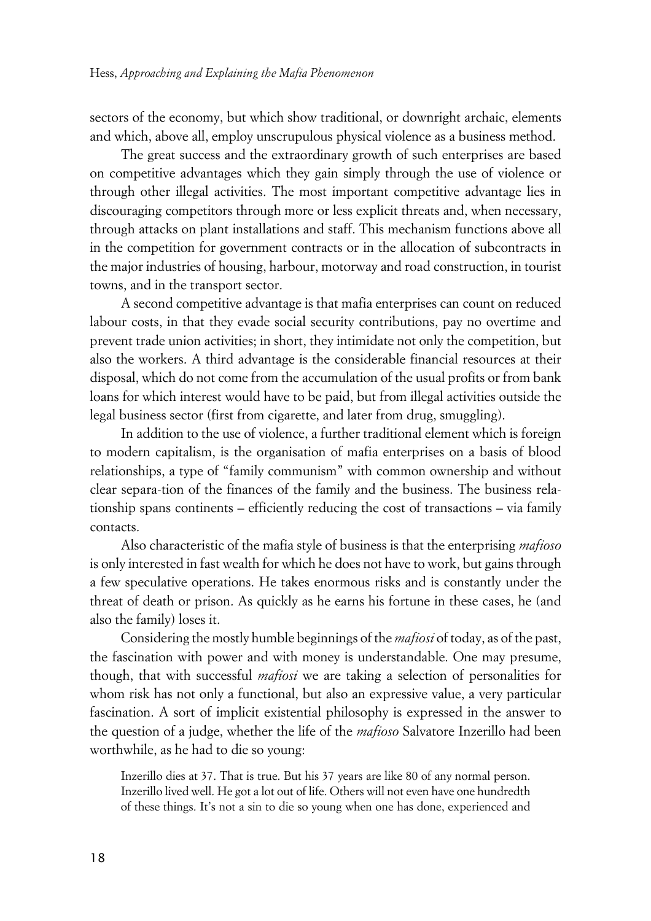sectors of the economy, but which show traditional, or downright archaic, elements and which, above all, employ unscrupulous physical violence as a business method.

The great success and the extraordinary growth of such enterprises are based on competitive advantages which they gain simply through the use of violence or through other illegal activities. The most important competitive advantage lies in discouraging competitors through more or less explicit threats and, when necessary, through attacks on plant installations and staff. This mechanism functions above all in the competition for government contracts or in the allocation of subcontracts in the major industries of housing, harbour, motorway and road construction, in tourist towns, and in the transport sector.

A second competitive advantage is that mafia enterprises can count on reduced labour costs, in that they evade social security contributions, pay no overtime and prevent trade union activities; in short, they intimidate not only the competition, but also the workers. A third advantage is the considerable financial resources at their disposal, which do not come from the accumulation of the usual profits or from bank loans for which interest would have to be paid, but from illegal activities outside the legal business sector (first from cigarette, and later from drug, smuggling).

In addition to the use of violence, a further traditional element which is foreign to modern capitalism, is the organisation of mafia enterprises on a basis of blood relationships, a type of "family communism" with common ownership and without clear separa-tion of the finances of the family and the business. The business relationship spans continents – efficiently reducing the cost of transactions – via family contacts.

Also characteristic of the mafia style of business is that the enterprising *mafioso* is only interested in fast wealth for which he does not have to work, but gains through a few speculative operations. He takes enormous risks and is constantly under the threat of death or prison. As quickly as he earns his fortune in these cases, he (and also the family) loses it.

Considering the mostly humble beginnings of the *mafiosi* of today, as of the past, the fascination with power and with money is understandable. One may presume, though, that with successful *mafiosi* we are taking a selection of personalities for whom risk has not only a functional, but also an expressive value, a very particular fascination. A sort of implicit existential philosophy is expressed in the answer to the question of a judge, whether the life of the *mafioso* Salvatore Inzerillo had been worthwhile, as he had to die so young:

> Inzerillo dies at 37. That is true. But his 37 years are like 80 of any normal person. Inzerillo lived well. He got a lot out of life. Others will not even have one hundredth of these things. It's not a sin to die so young when one has done, experienced and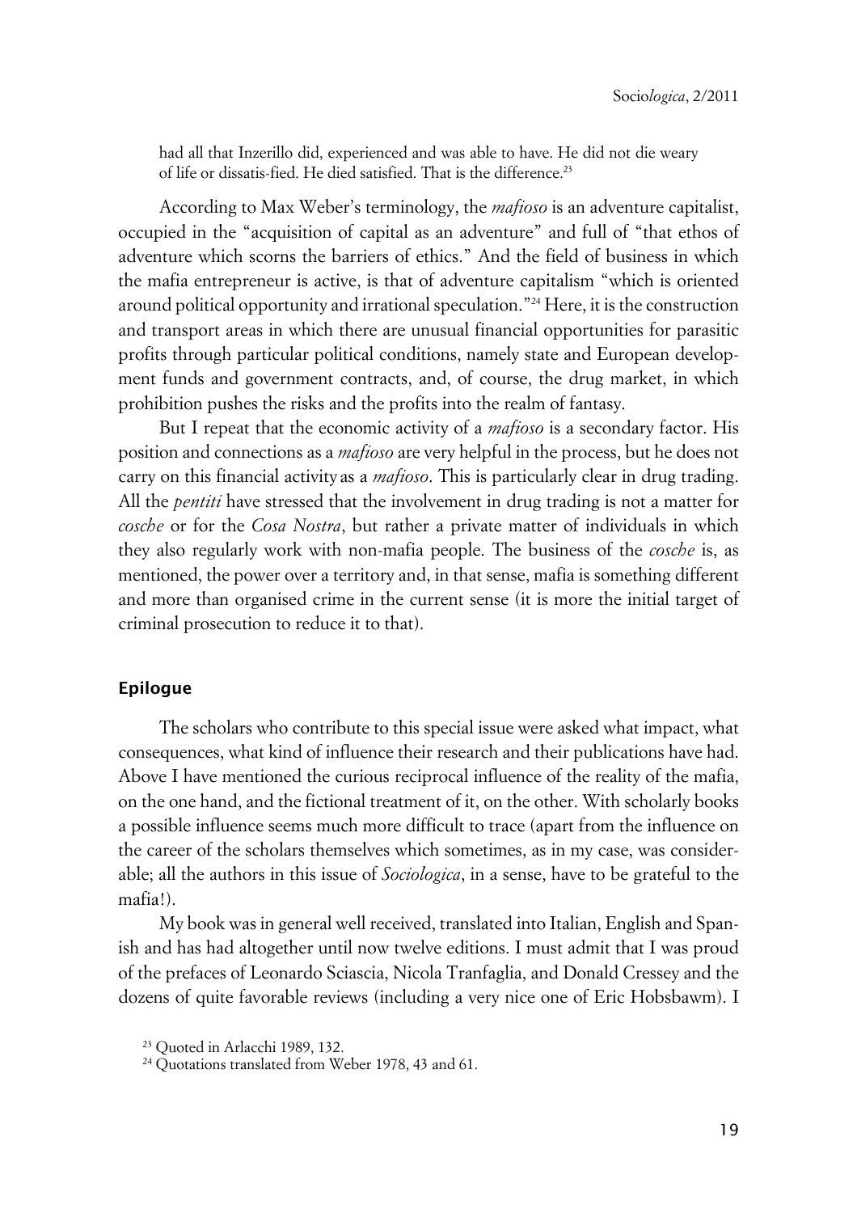had all that Inzerillo did, experienced and was able to have. He did not die weary of life or dissatis-fied. He died satisfied. That is the difference.[23]

According to Max Weber's terminology, the *mafioso* is an adventure capitalist, occupied in the "acquisition of capital as an adventure" and full of "that ethos of adventure which scorns the barriers of ethics." And the field of business in which the mafia entrepreneur is active, is that of adventure capitalism "which is oriented around political opportunity and irrational speculation."[24] Here, it is the construction and transport areas in which there are unusual financial opportunities for parasitic profits through particular political conditions, namely state and European development funds and government contracts, and, of course, the drug market, in which prohibition pushes the risks and the profits into the realm of fantasy.

But I repeat that the economic activity of a *mafioso* is a secondary factor. His position and connections as a *mafioso* are very helpful in the process, but he does not carry on this financial activity as a *mafioso*. This is particularly clear in drug trading. All the *pentiti* have stressed that the involvement in drug trading is not a matter for *cosche* or for the *Cosa Nostra*, but rather a private matter of individuals in which they also regularly work with non-mafia people. The business of the *cosche* is, as mentioned, the power over a territory and, in that sense, mafia is something different and more than organised crime in the current sense (it is more the initial target of criminal prosecution to reduce it to that).

## Epilogue

The scholars who contribute to this special issue were asked what impact, what consequences, what kind of influence their research and their publications have had. Above I have mentioned the curious reciprocal influence of the reality of the mafia, on the one hand, and the fictional treatment of it, on the other. With scholarly books a possible influence seems much more difficult to trace (apart from the influence on the career of the scholars themselves which sometimes, as in my case, was considerable; all the authors in this issue of *Sociologica*, in a sense, have to be grateful to the mafia!).

My book was in general well received, translated into Italian, English and Spanish and has had altogether until now twelve editions. I must admit that I was proud of the prefaces of Leonardo Sciascia, Nicola Tranfaglia, and Donald Cressey and the dozens of quite favorable reviews (including a very nice one of Eric Hobsbawm). I

[23] Quoted in Arlacchi 1989, 132.

[24] Quotations translated from Weber 1978, 43 and 61.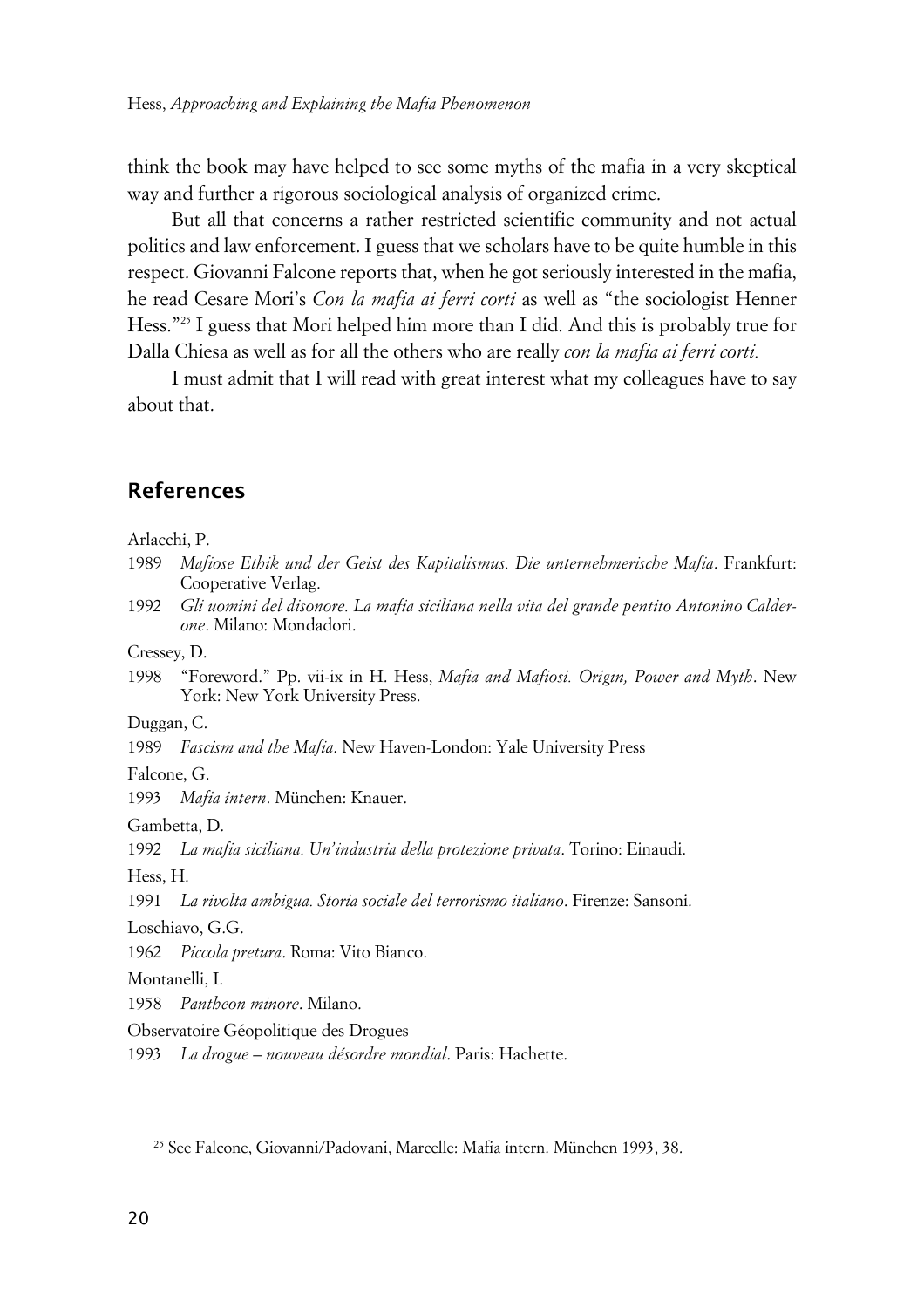think the book may have helped to see some myths of the mafia in a very skeptical way and further a rigorous sociological analysis of organized crime.

But all that concerns a rather restricted scientific community and not actual politics and law enforcement. I guess that we scholars have to be quite humble in this respect. Giovanni Falcone reports that, when he got seriously interested in the mafia, he read Cesare Mori's *Con la mafia ai ferri corti* as well as "the sociologist Henner Hess."[25] I guess that Mori helped him more than I did. And this is probably true for Dalla Chiesa as well as for all the others who are really *con la mafia ai ferri corti.*

I must admit that I will read with great interest what my colleagues have to say about that.

## References

Arlacchi, P.

1989 *Mafiose Ethik und der Geist des Kapitalismus. Die unternehmerische Mafia*. Frankfurt: Cooperative Verlag.

1992 *Gli uomini del disonore. La mafia siciliana nella vita del grande pentito Antonino Calderone*. Milano: Mondadori.

Cressey, D.

1998 "Foreword." Pp. vii-ix in H. Hess, *Mafia and Mafiosi. Origin, Power and Myth*. New York: New York University Press.

Duggan, C.

1989 *Fascism and the Mafia*. New Haven-London: Yale University Press

Falcone, G.

1993 *Mafia intern*. München: Knauer.

Gambetta, D.

1992 *La mafia siciliana. Un'industria della protezione privata*. Torino: Einaudi.

Hess, H.

1991 *La rivolta ambigua. Storia sociale del terrorismo italiano*. Firenze: Sansoni.

Loschiavo, G.G.

1962 *Piccola pretura*. Roma: Vito Bianco.

Montanelli, I.

1958 *Pantheon minore*. Milano.

Observatoire Géopolitique des Drogues

1993 *La drogue – nouveau désordre mondial*. Paris: Hachette.

[25] See Falcone, Giovanni/Padovani, Marcelle: Mafia intern. München 1993, 38.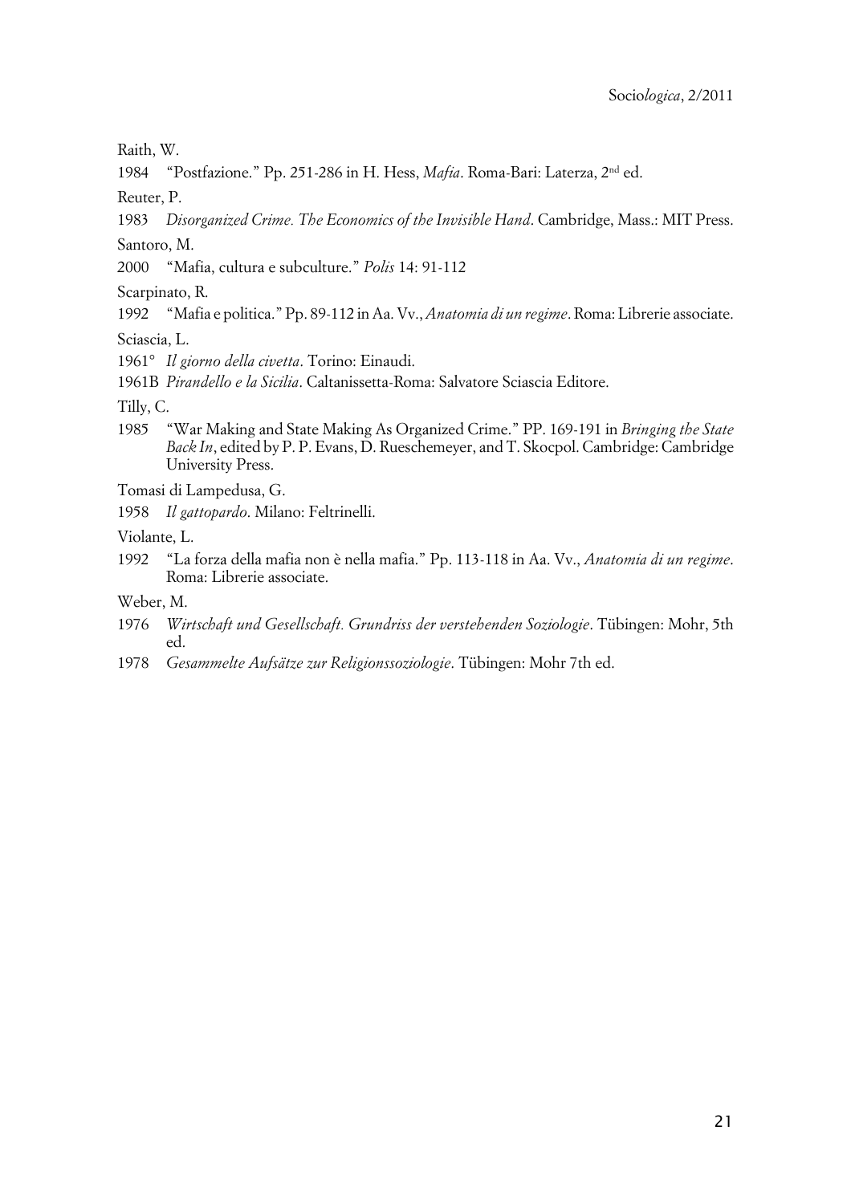Raith, W.

1984 "Postfazione." Pp. 251-286 in H. Hess, *Mafia*. Roma-Bari: Laterza, 2nd ed.

Reuter, P.

1983 *Disorganized Crime. The Economics of the Invisible Hand*. Cambridge, Mass.: MIT Press.

Santoro, M.

2000 "Mafia, cultura e subculture." *Polis* 14: 91-112

Scarpinato, R.

1992 "Mafia e politica." Pp. 89-112 in Aa. Vv., *Anatomia di un regime*. Roma: Librerie associate.

Sciascia, L.

1961° *Il giorno della civetta*. Torino: Einaudi.

1961B *Pirandello e la Sicilia*. Caltanissetta-Roma: Salvatore Sciascia Editore.

Tilly, C.

1985 "War Making and State Making As Organized Crime." PP. 169-191 in *Bringing the State Back In*, edited by P. P. Evans, D. Rueschemeyer, and T. Skocpol. Cambridge: Cambridge University Press.

Tomasi di Lampedusa, G.

1958 *Il gattopardo*. Milano: Feltrinelli.

Violante, L.

1992 "La forza della mafia non è nella mafia." Pp. 113-118 in Aa. Vv., *Anatomia di un regime*. Roma: Librerie associate.

Weber, M.

1976 *Wirtschaft und Gesellschaft. Grundriss der verstehenden Soziologie*. Tübingen: Mohr, 5th ed.

1978 *Gesammelte Aufsätze zur Religionssoziologie*. Tübingen: Mohr 7th ed.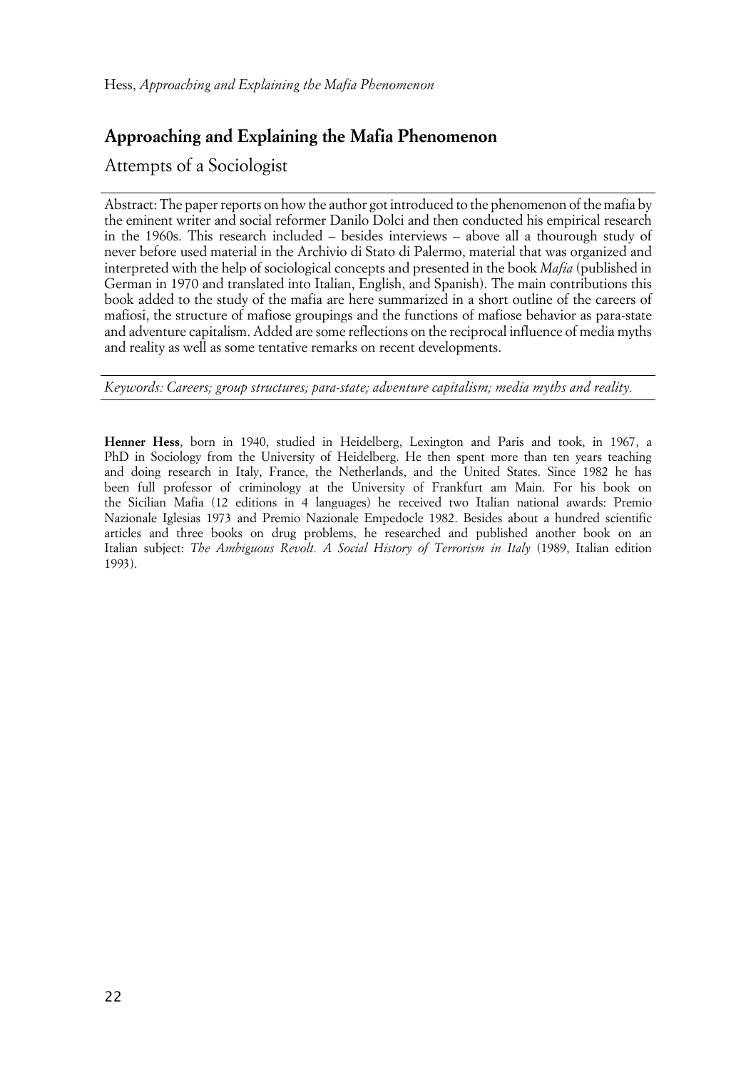## Approaching and Explaining the Mafia Phenomenon

Attempts of a Sociologist

Abstract: The paper reports on how the author got introduced to the phenomenon of the mafia by the eminent writer and social reformer Danilo Dolci and then conducted his empirical research in the 1960s. This research included – besides interviews – above all a thourough study of never before used material in the Archivio di Stato di Palermo, material that was organized and interpreted with the help of sociological concepts and presented in the book *Mafia* (published in German in 1970 and translated into Italian, English, and Spanish). The main contributions this book added to the study of the mafia are here summarized in a short outline of the careers of mafiosi, the structure of mafiose groupings and the functions of mafiose behavior as para-state and adventure capitalism. Added are some reflections on the reciprocal influence of media myths and reality as well as some tentative remarks on recent developments.

*Keywords: Careers; group structures; para-state; adventure capitalism; media myths and reality.*

**Henner Hess**, born in 1940, studied in Heidelberg, Lexington and Paris and took, in 1967, a PhD in Sociology from the University of Heidelberg. He then spent more than ten years teaching and doing research in Italy, France, the Netherlands, and the United States. Since 1982 he has been full professor of criminology at the University of Frankfurt am Main. For his book on the Sicilian Mafia (12 editions in 4 languages) he received two Italian national awards: Premio Nazionale Iglesias 1973 and Premio Nazionale Empedocle 1982. Besides about a hundred scientific articles and three books on drug problems, he researched and published another book on an Italian subject: *The Ambiguous Revolt. A Social History of Terrorism in Italy* (1989, Italian edition 1993).